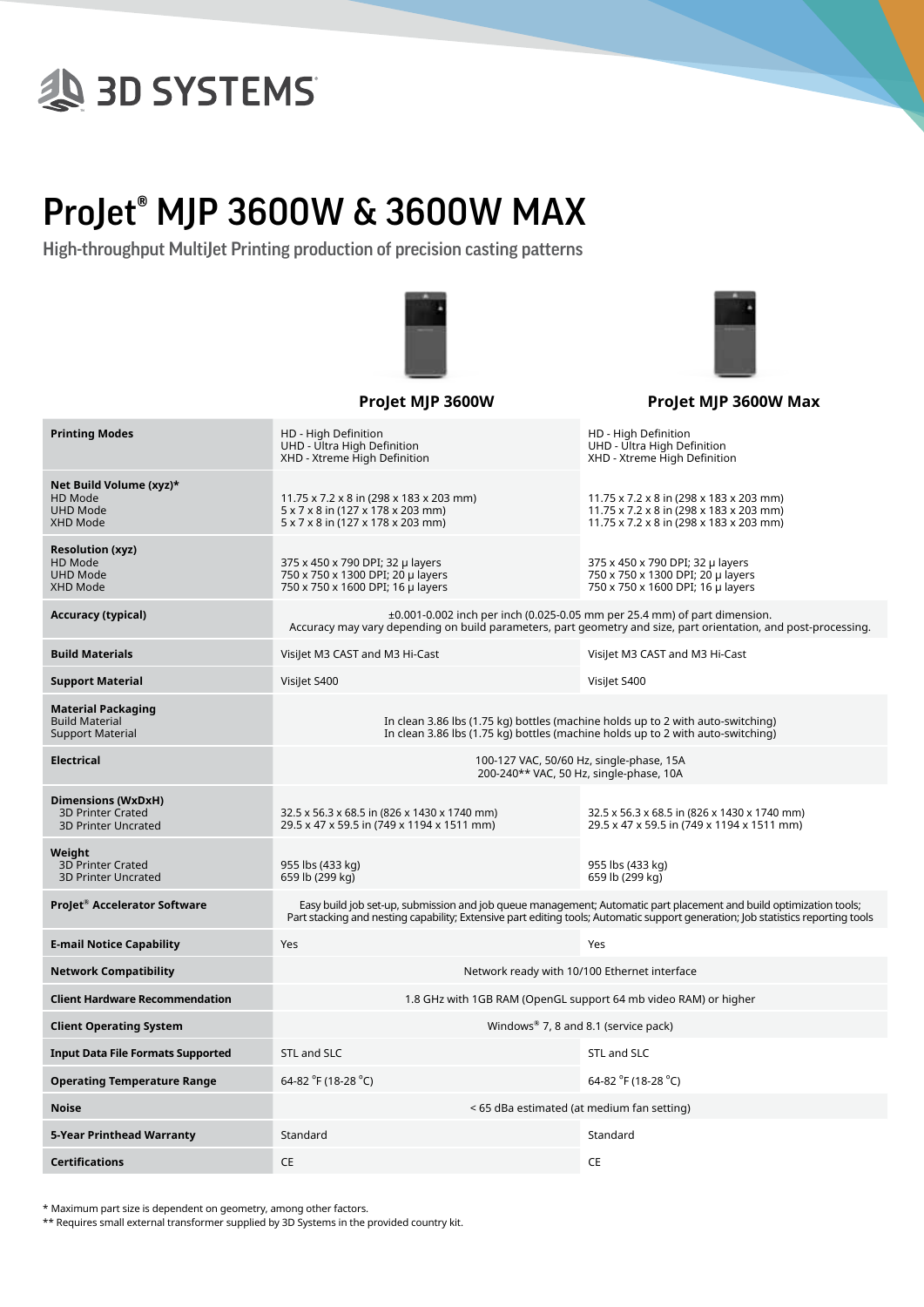3D SYSTEMS

# ProJet® MJP 3600W & 3600W MAX

## High-throughput MultiJet Printing production of precision casting patterns

| | ProJet MJP 3600W | ProJet MJP 3600W Max |
|---|---|---|
| **Printing Modes** | HD - High Definition<br>UHD - Ultra High Definition<br>XHD - Xtreme High Definition | HD - High Definition<br>UHD - Ultra High Definition<br>XHD - Xtreme High Definition |
| **Net Build Volume (xyz)***<br>HD Mode<br>UHD Mode<br>XHD Mode | 11.75 x 7.2 x 8 in (298 x 183 x 203 mm)<br>5 x 7 x 8 in (127 x 178 x 203 mm)<br>5 x 7 x 8 in (127 x 178 x 203 mm) | 11.75 x 7.2 x 8 in (298 x 183 x 203 mm)<br>11.75 x 7.2 x 8 in (298 x 183 x 203 mm)<br>11.75 x 7.2 x 8 in (298 x 183 x 203 mm) |
| **Resolution (xyz)**<br>HD Mode<br>UHD Mode<br>XHD Mode | 375 x 450 x 790 DPI; 32 μ layers<br>750 x 750 x 1300 DPI; 20 μ layers<br>750 x 750 x 1600 DPI; 16 μ layers | 375 x 450 x 790 DPI; 32 μ layers<br>750 x 750 x 1300 DPI; 20 μ layers<br>750 x 750 x 1600 DPI; 16 μ layers |
| **Accuracy (typical)** | ±0.001-0.002 inch per inch (0.025-0.05 mm per 25.4 mm) of part dimension.<br>Accuracy may vary depending on build parameters, part geometry and size, part orientation, and post-processing. | |
| **Build Materials** | VisiJet M3 CAST and M3 Hi-Cast | VisiJet M3 CAST and M3 Hi-Cast |
| **Support Material** | VisiJet S400 | VisiJet S400 |
| **Material Packaging**<br>Build Material<br>Support Material | In clean 3.86 lbs (1.75 kg) bottles (machine holds up to 2 with auto-switching)<br>In clean 3.86 lbs (1.75 kg) bottles (machine holds up to 2 with auto-switching) | |
| **Electrical** | 100-127 VAC, 50/60 Hz, single-phase, 15A<br>200-240** VAC, 50 Hz, single-phase, 10A | |
| **Dimensions (WxDxH)**<br>3D Printer Crated<br>3D Printer Uncrated | 32.5 x 56.3 x 68.5 in (826 x 1430 x 1740 mm)<br>29.5 x 47 x 59.5 in (749 x 1194 x 1511 mm) | 32.5 x 56.3 x 68.5 in (826 x 1430 x 1740 mm)<br>29.5 x 47 x 59.5 in (749 x 1194 x 1511 mm) |
| **Weight**<br>3D Printer Crated<br>3D Printer Uncrated | 955 lbs (433 kg)<br>659 lb (299 kg) | 955 lbs (433 kg)<br>659 lb (299 kg) |
| **ProJet® Accelerator Software** | Easy build job set-up, submission and job queue management; Automatic part placement and build optimization tools; Part stacking and nesting capability; Extensive part editing tools; Automatic support generation; Job statistics reporting tools | |
| **E-mail Notice Capability** | Yes | Yes |
| **Network Compatibility** | Network ready with 10/100 Ethernet interface | |
| **Client Hardware Recommendation** | 1.8 GHz with 1GB RAM (OpenGL support 64 mb video RAM) or higher | |
| **Client Operating System** | Windows® 7, 8 and 8.1 (service pack) | |
| **Input Data File Formats Supported** | STL and SLC | STL and SLC |
| **Operating Temperature Range** | 64-82 °F (18-28 °C) | 64-82 °F (18-28 °C) |
| **Noise** | < 65 dBa estimated (at medium fan setting) | |
| **5-Year Printhead Warranty** | Standard | Standard |
| **Certifications** | CE | CE |

* Maximum part size is dependent on geometry, among other factors.
** Requires small external transformer supplied by 3D Systems in the provided country kit.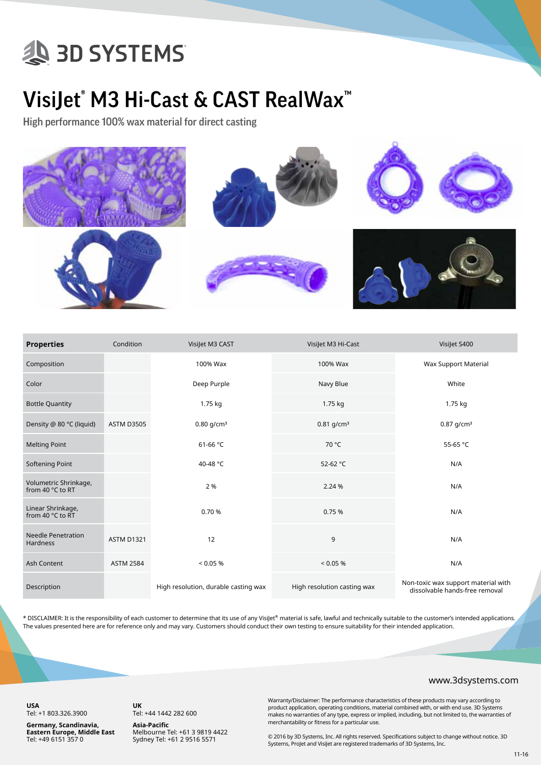# VisiJet® M3 Hi-Cast & CAST RealWax™

High performance 100% wax material for direct casting

| Properties | Condition | VisiJet M3 CAST | VisiJet M3 Hi-Cast | VisiJet S400 |
|---|---|---|---|---|
| Composition | | 100% Wax | 100% Wax | Wax Support Material |
| Color | | Deep Purple | Navy Blue | White |
| Bottle Quantity | | 1.75 kg | 1.75 kg | 1.75 kg |
| Density @ 80 °C (liquid) | ASTM D3505 | 0.80 g/cm³ | 0.81 g/cm³ | 0.87 g/cm³ |
| Melting Point | | 61-66 °C | 70 °C | 55-65 °C |
| Softening Point | | 40-48 °C | 52-62 °C | N/A |
| Volumetric Shrinkage, from 40 °C to RT | | 2 % | 2.24 % | N/A |
| Linear Shrinkage, from 40 °C to RT | | 0.70 % | 0.75 % | N/A |
| Needle Penetration Hardness | ASTM D1321 | 12 | 9 | N/A |
| Ash Content | ASTM 2584 | < 0.05 % | < 0.05 % | N/A |
| Description | | High resolution, durable casting wax | High resolution casting wax | Non-toxic wax support material with dissolvable hands-free removal |

* DISCLAIMER: It is the responsibility of each customer to determine that its use of any VisiJet® material is safe, lawful and technically suitable to the customer's intended applications. The values presented here are for reference only and may vary. Customers should conduct their own testing to ensure suitability for their intended application.

www.3dsystems.com

**USA**
Tel: +1 803.326.3900

**Germany, Scandinavia, Eastern Europe, Middle East**
Tel: +49 6151 357 0

**UK**
Tel: +44 1442 282 600

**Asia-Pacific**
Melbourne Tel: +61 3 9819 4422
Sydney Tel: +61 2 9516 5571

Warranty/Disclaimer: The performance characteristics of these products may vary according to product application, operating conditions, material combined with, or with end use. 3D Systems makes no warranties of any type, express or implied, including, but not limited to, the warranties of merchantability or fitness for a particular use.

© 2016 by 3D Systems, Inc. All rights reserved. Specifications subject to change without notice. 3D Systems, ProJet and VisiJet are registered trademarks of 3D Systems, Inc.

11-16